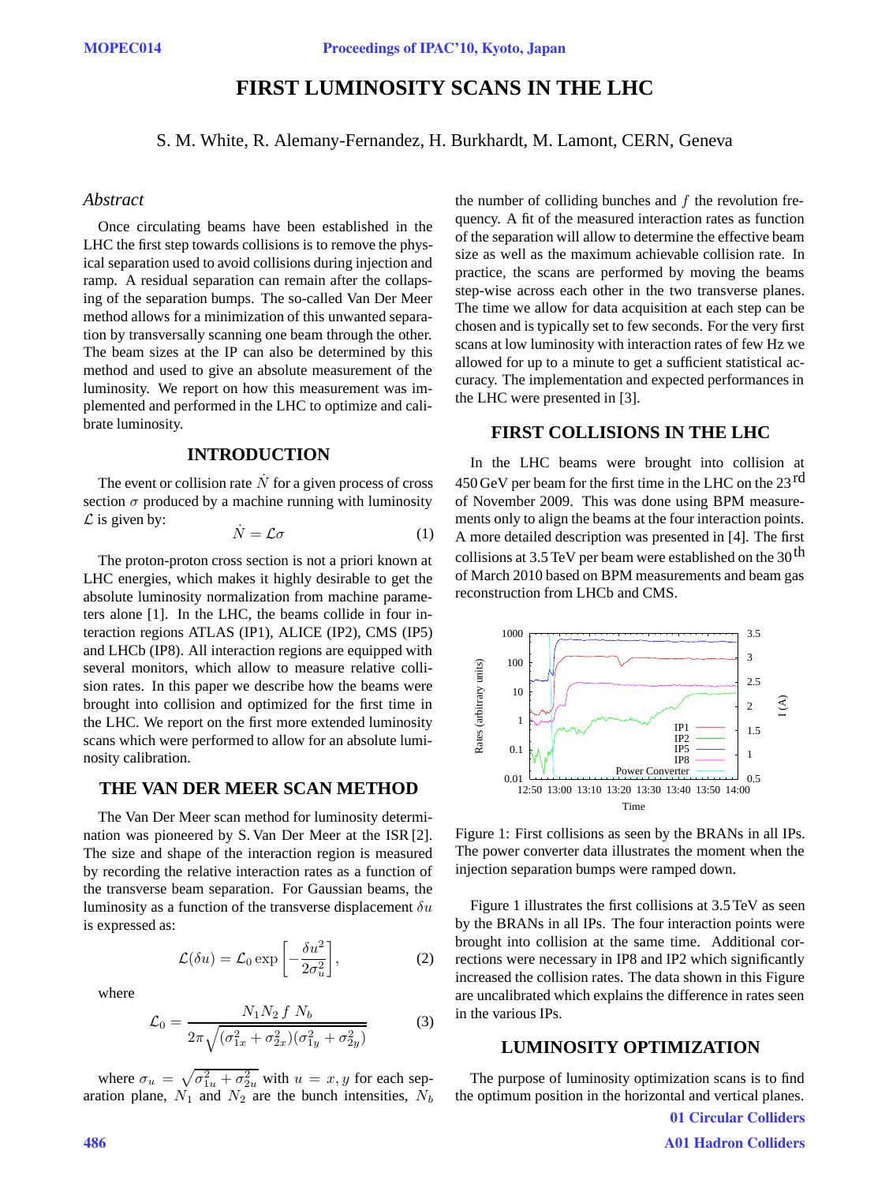# FIRST LUMINOSITY SCANS IN THE LHC

S. M. White, R. Alemany-Fernandez, H. Burkhardt, M. Lamont, CERN, Geneva

## *Abstract*

Once circulating beams have been established in the LHC the first step towards collisions is to remove the physical separation used to avoid collisions during injection and ramp. A residual separation can remain after the collapsing of the separation bumps. The so-called Van Der Meer method allows for a minimization of this unwanted separation by transversally scanning one beam through the other. The beam sizes at the IP can also be determined by this method and used to give an absolute measurement of the luminosity. We report on how this measurement was implemented and performed in the LHC to optimize and calibrate luminosity.

## INTRODUCTION

The event or collision rate $\dot{N}$ for a given process of cross section $\sigma$ produced by a machine running with luminosity $\mathcal{L}$ is given by:

$$\dot{N} = \mathcal{L}\sigma \tag{1}$$

The proton-proton cross section is not a priori known at LHC energies, which makes it highly desirable to get the absolute luminosity normalization from machine parameters alone [1]. In the LHC, the beams collide in four interaction regions ATLAS (IP1), ALICE (IP2), CMS (IP5) and LHCb (IP8). All interaction regions are equipped with several monitors, which allow to measure relative collision rates. In this paper we describe how the beams were brought into collision and optimized for the first time in the LHC. We report on the first more extended luminosity scans which were performed to allow for an absolute luminosity calibration.

## THE VAN DER MEER SCAN METHOD

The Van Der Meer scan method for luminosity determination was pioneered by S. Van Der Meer at the ISR [2]. The size and shape of the interaction region is measured by recording the relative interaction rates as a function of the transverse beam separation. For Gaussian beams, the luminosity as a function of the transverse displacement $\delta u$ is expressed as:

$$\mathcal{L}(\delta u) = \mathcal{L}_0 \exp\left[-\frac{\delta u^2}{2\sigma_u^2}\right], \tag{2}$$

where

$$\mathcal{L}_0 = \frac{N_1 N_2 \, f \, N_b}{2\pi\sqrt{(\sigma_{1x}^2 + \sigma_{2x}^2)(\sigma_{1y}^2 + \sigma_{2y}^2)}} \tag{3}$$

where $\sigma_u = \sqrt{\sigma_{1u}^2 + \sigma_{2u}^2}$ with $u = x, y$ for each separation plane, $N_1$ and $N_2$ are the bunch intensities, $N_b$ the number of colliding bunches and $f$ the revolution frequency. A fit of the measured interaction rates as function of the separation will allow to determine the effective beam size as well as the maximum achievable collision rate. In practice, the scans are performed by moving the beams step-wise across each other in the two transverse planes. The time we allow for data acquisition at each step can be chosen and is typically set to few seconds. For the very first scans at low luminosity with interaction rates of few Hz we allowed for up to a minute to get a sufficient statistical accuracy. The implementation and expected performances in the LHC were presented in [3].

## FIRST COLLISIONS IN THE LHC

In the LHC beams were brought into collision at 450 GeV per beam for the first time in the LHC on the 23[rd] of November 2009. This was done using BPM measurements only to align the beams at the four interaction points. A more detailed description was presented in [4]. The first collisions at 3.5 TeV per beam were established on the 30[th] of March 2010 based on BPM measurements and beam gas reconstruction from LHCb and CMS.

Figure 1: First collisions as seen by the BRANs in all IPs. The power converter data illustrates the moment when the injection separation bumps were ramped down.

Figure 1 illustrates the first collisions at 3.5 TeV as seen by the BRANs in all IPs. The four interaction points were brought into collision at the same time. Additional corrections were necessary in IP8 and IP2 which significantly increased the collision rates. The data shown in this Figure are uncalibrated which explains the difference in rates seen in the various IPs.

## LUMINOSITY OPTIMIZATION

The purpose of luminosity optimization scans is to find the optimum position in the horizontal and vertical planes.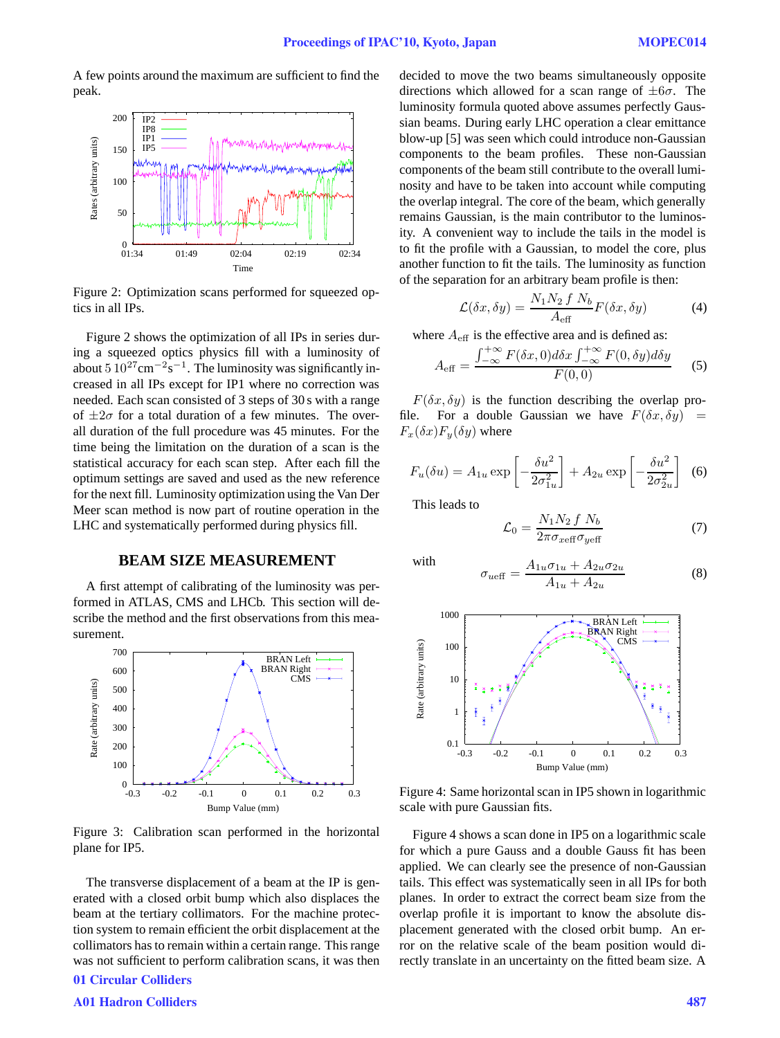A few points around the maximum are sufficient to find the peak.

Figure 2: Optimization scans performed for squeezed optics in all IPs.

Figure 2 shows the optimization of all IPs in series during a squeezed optics physics fill with a luminosity of about $5\,10^{27}\mathrm{cm}^{-2}\mathrm{s}^{-1}$. The luminosity was significantly increased in all IPs except for IP1 where no correction was needed. Each scan consisted of 3 steps of 30 s with a range of $\pm 2\sigma$ for a total duration of a few minutes. The overall duration of the full procedure was 45 minutes. For the time being the limitation on the duration of a scan is the statistical accuracy for each scan step. After each fill the optimum settings are saved and used as the new reference for the next fill. Luminosity optimization using the Van Der Meer scan method is now part of routine operation in the LHC and systematically performed during physics fill.

## BEAM SIZE MEASUREMENT

A first attempt of calibrating of the luminosity was performed in ATLAS, CMS and LHCb. This section will describe the method and the first observations from this measurement.

Figure 3: Calibration scan performed in the horizontal plane for IP5.

The transverse displacement of a beam at the IP is generated with a closed orbit bump which also displaces the beam at the tertiary collimators. For the machine protection system to remain efficient the orbit displacement at the collimators has to remain within a certain range. This range was not sufficient to perform calibration scans, it was then decided to move the two beams simultaneously opposite directions which allowed for a scan range of $\pm 6\sigma$. The luminosity formula quoted above assumes perfectly Gaussian beams. During early LHC operation a clear emittance blow-up [5] was seen which could introduce non-Gaussian components to the beam profiles. These non-Gaussian components of the beam still contribute to the overall luminosity and have to be taken into account while computing the overlap integral. The core of the beam, which generally remains Gaussian, is the main contributor to the luminosity. A convenient way to include the tails in the model is to fit the profile with a Gaussian, to model the core, plus another function to fit the tails. The luminosity as function of the separation for an arbitrary beam profile is then:

$$\mathcal{L}(\delta x, \delta y) = \frac{N_1 N_2\, f\, N_b}{A_{\mathrm{eff}}} F(\delta x, \delta y) \tag{4}$$

where $A_{\mathrm{eff}}$ is the effective area and is defined as:

$$A_{\mathrm{eff}} = \frac{\int_{-\infty}^{+\infty} F(\delta x, 0) d\delta x \int_{-\infty}^{+\infty} F(0, \delta y) d\delta y}{F(0,0)} \tag{5}$$

$F(\delta x, \delta y)$ is the function describing the overlap profile. For a double Gaussian we have $F(\delta x, \delta y) = F_x(\delta x) F_y(\delta y)$ where

$$F_u(\delta u) = A_{1u} \exp\left[-\frac{\delta u^2}{2\sigma_{1u}^2}\right] + A_{2u} \exp\left[-\frac{\delta u^2}{2\sigma_{2u}^2}\right] \tag{6}$$

This leads to

$$\mathcal{L}_0 = \frac{N_1 N_2\, f\, N_b}{2\pi \sigma_{x\mathrm{eff}} \sigma_{y\mathrm{eff}}} \tag{7}$$

with

$$\sigma_{u\mathrm{eff}} = \frac{A_{1u}\sigma_{1u} + A_{2u}\sigma_{2u}}{A_{1u} + A_{2u}} \tag{8}$$

Figure 4: Same horizontal scan in IP5 shown in logarithmic scale with pure Gaussian fits.

Figure 4 shows a scan done in IP5 on a logarithmic scale for which a pure Gauss and a double Gauss fit has been applied. We can clearly see the presence of non-Gaussian tails. This effect was systematically seen in all IPs for both planes. In order to extract the correct beam size from the overlap profile it is important to know the absolute displacement generated with the closed orbit bump. An error on the relative scale of the beam position would directly translate in an uncertainty on the fitted beam size. A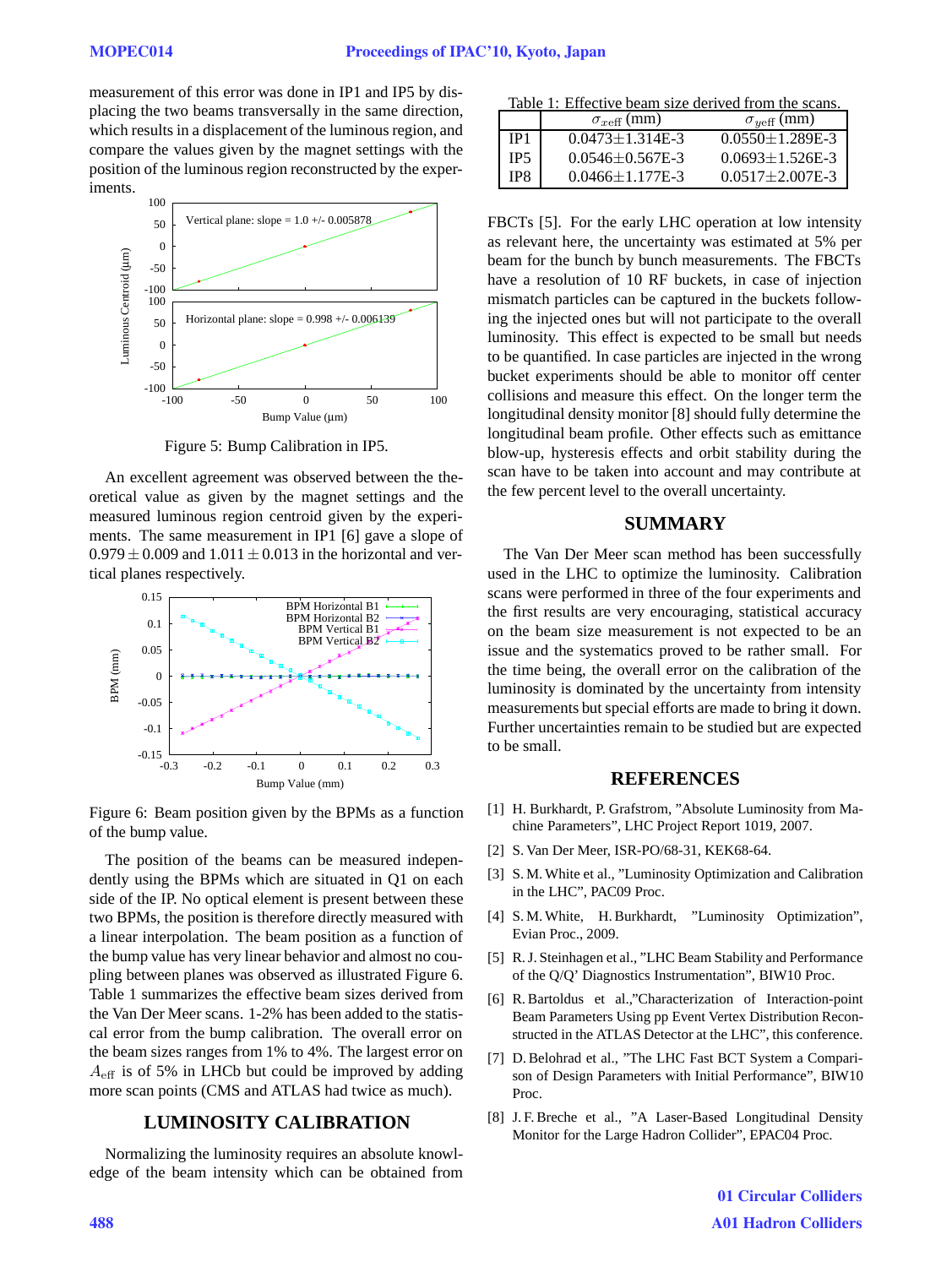measurement of this error was done in IP1 and IP5 by displacing the two beams transversally in the same direction, which results in a displacement of the luminous region, and compare the values given by the magnet settings with the position of the luminous region reconstructed by the experiments.

Vertical plane: slope = 1.0 +/- 0.005878

Horizontal plane: slope = 0.998 +/- 0.006139

Luminous Centroid (μm)

Bump Value (μm)

Figure 5: Bump Calibration in IP5.

An excellent agreement was observed between the theoretical value as given by the magnet settings and the measured luminous region centroid given by the experiments. The same measurement in IP1 [6] gave a slope of $0.979 \pm 0.009$ and $1.011 \pm 0.013$ in the horizontal and vertical planes respectively.

BPM Horizontal B1
BPM Horizontal B2
BPM Vertical B1
BPM Vertical B2

BPM (mm)

Bump Value (mm)

Figure 6: Beam position given by the BPMs as a function of the bump value.

The position of the beams can be measured independently using the BPMs which are situated in Q1 on each side of the IP. No optical element is present between these two BPMs, the position is therefore directly measured with a linear interpolation. The beam position as a function of the bump value has very linear behavior and almost no coupling between planes was observed as illustrated Figure 6. Table 1 summarizes the effective beam sizes derived from the Van Der Meer scans. 1-2% has been added to the statistical error from the bump calibration. The overall error on the beam sizes ranges from 1% to 4%. The largest error on $A_{\text{eff}}$ is of 5% in LHCb but could be improved by adding more scan points (CMS and ATLAS had twice as much).

## LUMINOSITY CALIBRATION

Normalizing the luminosity requires an absolute knowledge of the beam intensity which can be obtained from FBCTs [5]. For the early LHC operation at low intensity as relevant here, the uncertainty was estimated at 5% per beam for the bunch by bunch measurements. The FBCTs have a resolution of 10 RF buckets, in case of injection mismatch particles can be captured in the buckets following the injected ones but will not participate to the overall luminosity. This effect is expected to be small but needs to be quantified. In case particles are injected in the wrong bucket experiments should be able to monitor off center collisions and measure this effect. On the longer term the longitudinal density monitor [8] should fully determine the longitudinal beam profile. Other effects such as emittance blow-up, hysteresis effects and orbit stability during the scan have to be taken into account and may contribute at the few percent level to the overall uncertainty.

Table 1: Effective beam size derived from the scans.

| | $\sigma_{x\text{eff}}$ (mm) | $\sigma_{y\text{eff}}$ (mm) |
|---|---|---|
| IP1 | $0.0473 \pm 1.314\text{E-}3$ | $0.0550 \pm 1.289\text{E-}3$ |
| IP5 | $0.0546 \pm 0.567\text{E-}3$ | $0.0693 \pm 1.526\text{E-}3$ |
| IP8 | $0.0466 \pm 1.177\text{E-}3$ | $0.0517 \pm 2.007\text{E-}3$ |

## SUMMARY

The Van Der Meer scan method has been successfully used in the LHC to optimize the luminosity. Calibration scans were performed in three of the four experiments and the first results are very encouraging, statistical accuracy on the beam size measurement is not expected to be an issue and the systematics proved to be rather small. For the time being, the overall error on the calibration of the luminosity is dominated by the uncertainty from intensity measurements but special efforts are made to bring it down. Further uncertainties remain to be studied but are expected to be small.

## REFERENCES

[1] H. Burkhardt, P. Grafstrom, "Absolute Luminosity from Machine Parameters", LHC Project Report 1019, 2007.

[2] S. Van Der Meer, ISR-PO/68-31, KEK68-64.

[3] S. M. White et al., "Luminosity Optimization and Calibration in the LHC", PAC09 Proc.

[4] S. M. White, H. Burkhardt, "Luminosity Optimization", Evian Proc., 2009.

[5] R. J. Steinhagen et al., "LHC Beam Stability and Performance of the Q/Q' Diagnostics Instrumentation", BIW10 Proc.

[6] R. Bartoldus et al.,"Characterization of Interaction-point Beam Parameters Using pp Event Vertex Distribution Reconstructed in the ATLAS Detector at the LHC", this conference.

[7] D. Belohrad et al., "The LHC Fast BCT System a Comparison of Design Parameters with Initial Performance", BIW10 Proc.

[8] J. F. Breche et al., "A Laser-Based Longitudinal Density Monitor for the Large Hadron Collider", EPAC04 Proc.